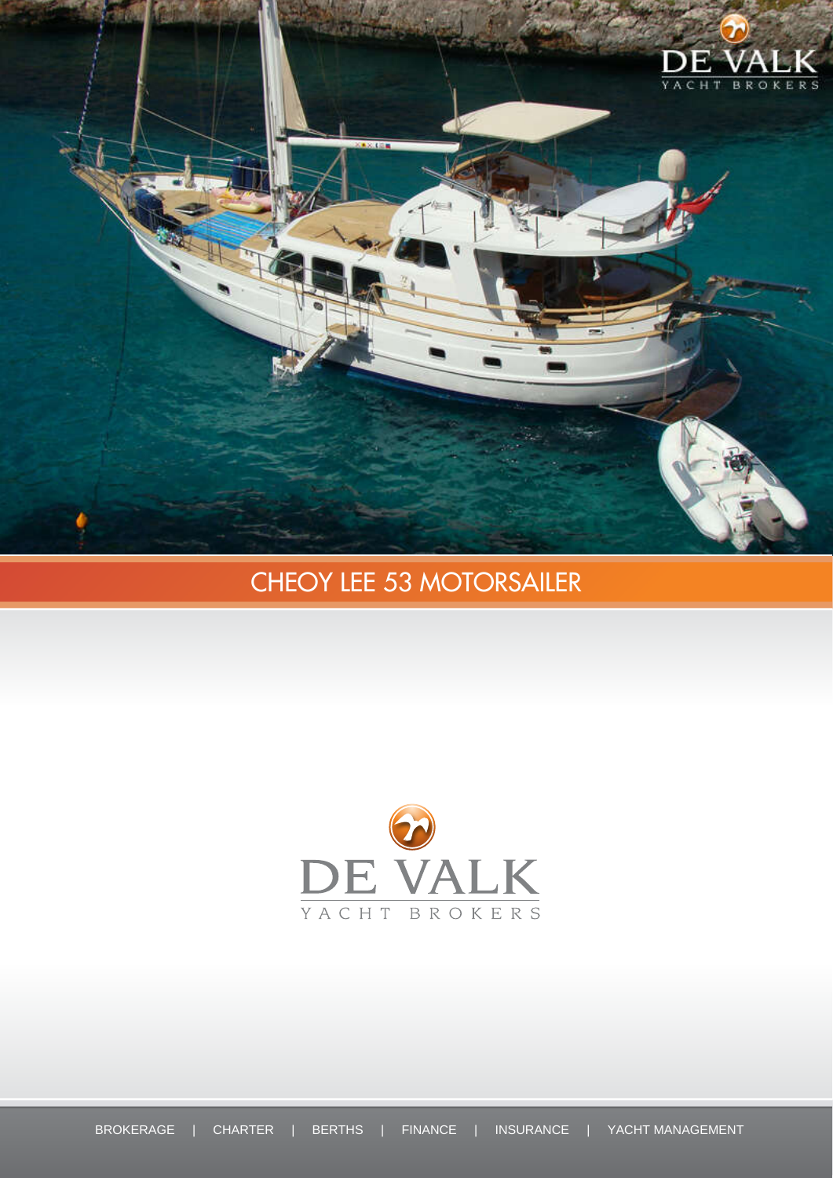# CHEOY LEE 53 MOTORSAILER

DE VALK

YACHT BROKERS

BROKERAGE | CHARTER | BERTHS | FINANCE | INSURANCE | YACHT MANAGEMENT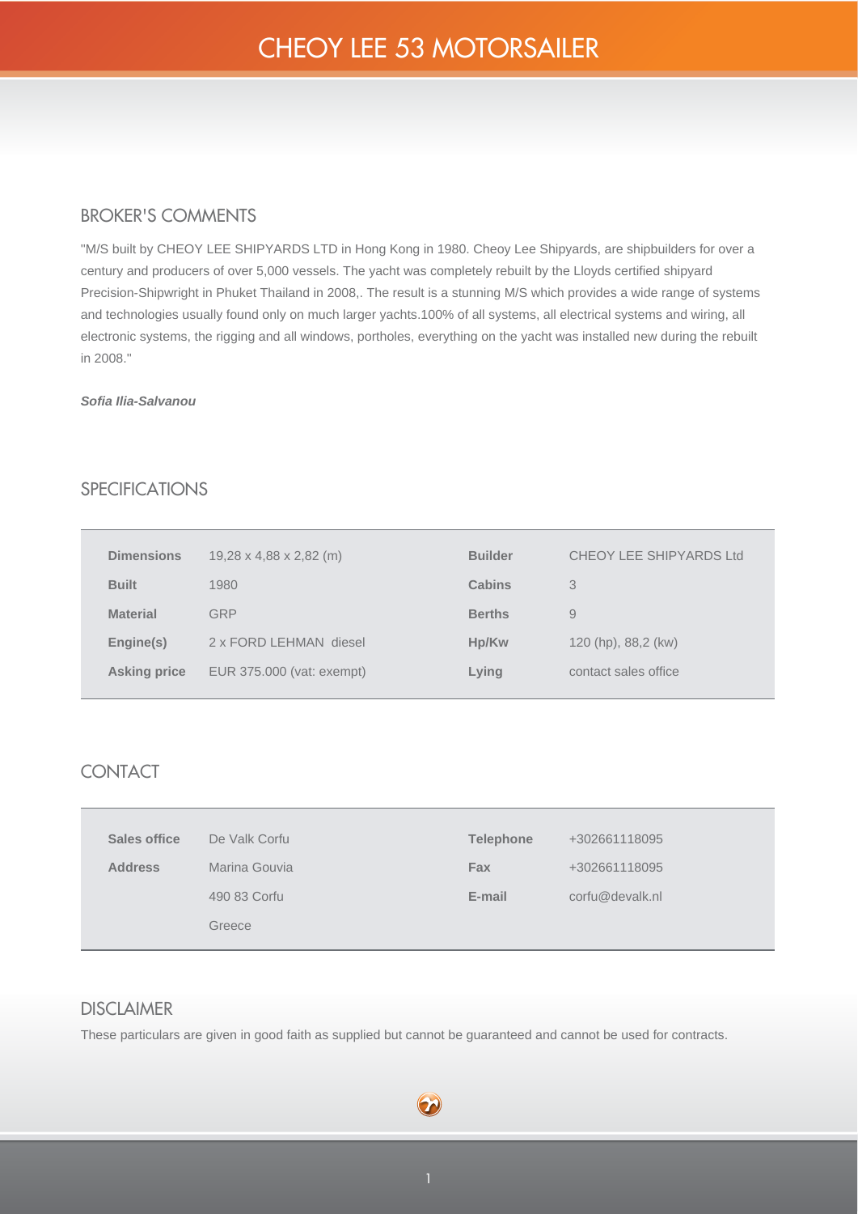# CHEOY LEE 53 MOTORSAILER

## BROKER'S COMMENTS

"M/S built by CHEOY LEE SHIPYARDS LTD in Hong Kong in 1980. Cheoy Lee Shipyards, are shipbuilders for over a century and producers of over 5,000 vessels. The yacht was completely rebuilt by the Lloyds certified shipyard Precision-Shipwright in Phuket Thailand in 2008,. The result is a stunning M/S which provides a wide range of systems and technologies usually found only on much larger yachts.100% of all systems, all electrical systems and wiring, all electronic systems, the rigging and all windows, portholes, everything on the yacht was installed new during the rebuilt in 2008."

***Sofia Ilia-Salvanou***

## SPECIFICATIONS

| | | | |
|---|---|---|---|
| **Dimensions** | 19,28 x 4,88 x 2,82 (m) | **Builder** | CHEOY LEE SHIPYARDS Ltd |
| **Built** | 1980 | **Cabins** | 3 |
| **Material** | GRP | **Berths** | 9 |
| **Engine(s)** | 2 x FORD LEHMAN diesel | **Hp/Kw** | 120 (hp), 88,2 (kw) |
| **Asking price** | EUR 375.000 (vat: exempt) | **Lying** | contact sales office |

## CONTACT

| | | | |
|---|---|---|---|
| **Sales office** | De Valk Corfu | **Telephone** | +302661118095 |
| **Address** | Marina Gouvia | **Fax** | +302661118095 |
| | 490 83 Corfu | **E-mail** | corfu@devalk.nl |
| | Greece | | |

## DISCLAIMER

These particulars are given in good faith as supplied but cannot be guaranteed and cannot be used for contracts.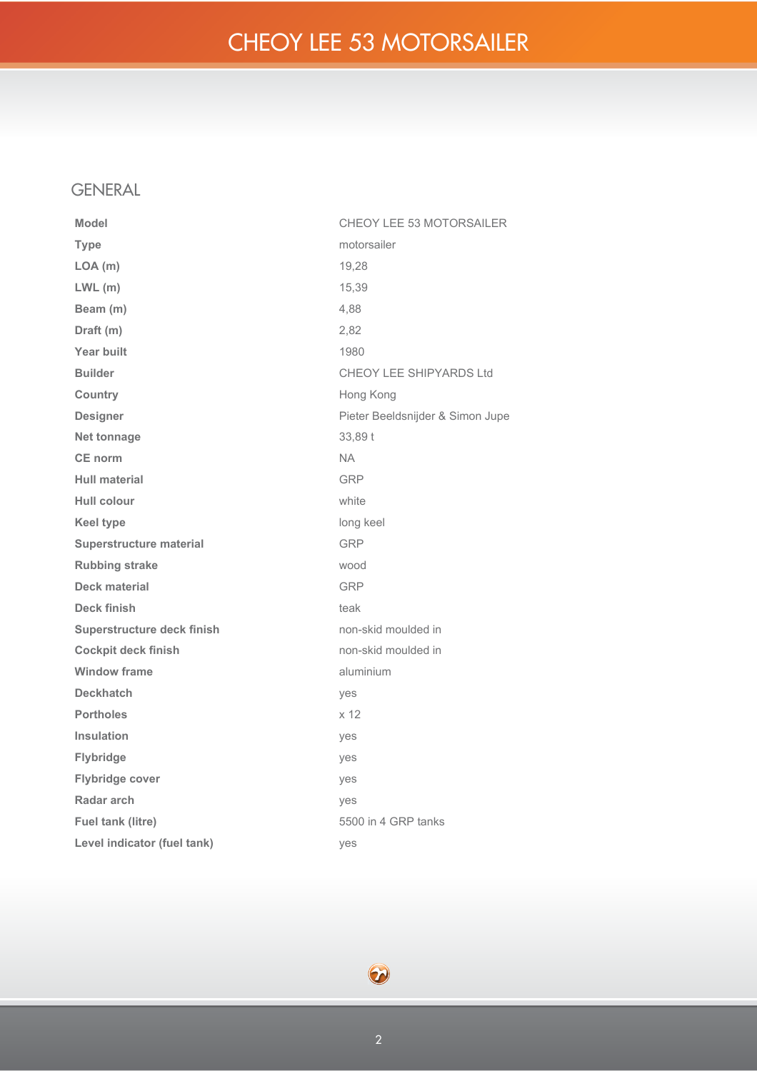# CHEOY LEE 53 MOTORSAILER

## GENERAL

| | |
|---|---|
| **Model** | CHEOY LEE 53 MOTORSAILER |
| **Type** | motorsailer |
| **LOA (m)** | 19,28 |
| **LWL (m)** | 15,39 |
| **Beam (m)** | 4,88 |
| **Draft (m)** | 2,82 |
| **Year built** | 1980 |
| **Builder** | CHEOY LEE SHIPYARDS Ltd |
| **Country** | Hong Kong |
| **Designer** | Pieter Beeldsnijder & Simon Jupe |
| **Net tonnage** | 33,89 t |
| **CE norm** | NA |
| **Hull material** | GRP |
| **Hull colour** | white |
| **Keel type** | long keel |
| **Superstructure material** | GRP |
| **Rubbing strake** | wood |
| **Deck material** | GRP |
| **Deck finish** | teak |
| **Superstructure deck finish** | non-skid moulded in |
| **Cockpit deck finish** | non-skid moulded in |
| **Window frame** | aluminium |
| **Deckhatch** | yes |
| **Portholes** | x 12 |
| **Insulation** | yes |
| **Flybridge** | yes |
| **Flybridge cover** | yes |
| **Radar arch** | yes |
| **Fuel tank (litre)** | 5500 in 4 GRP tanks |
| **Level indicator (fuel tank)** | yes |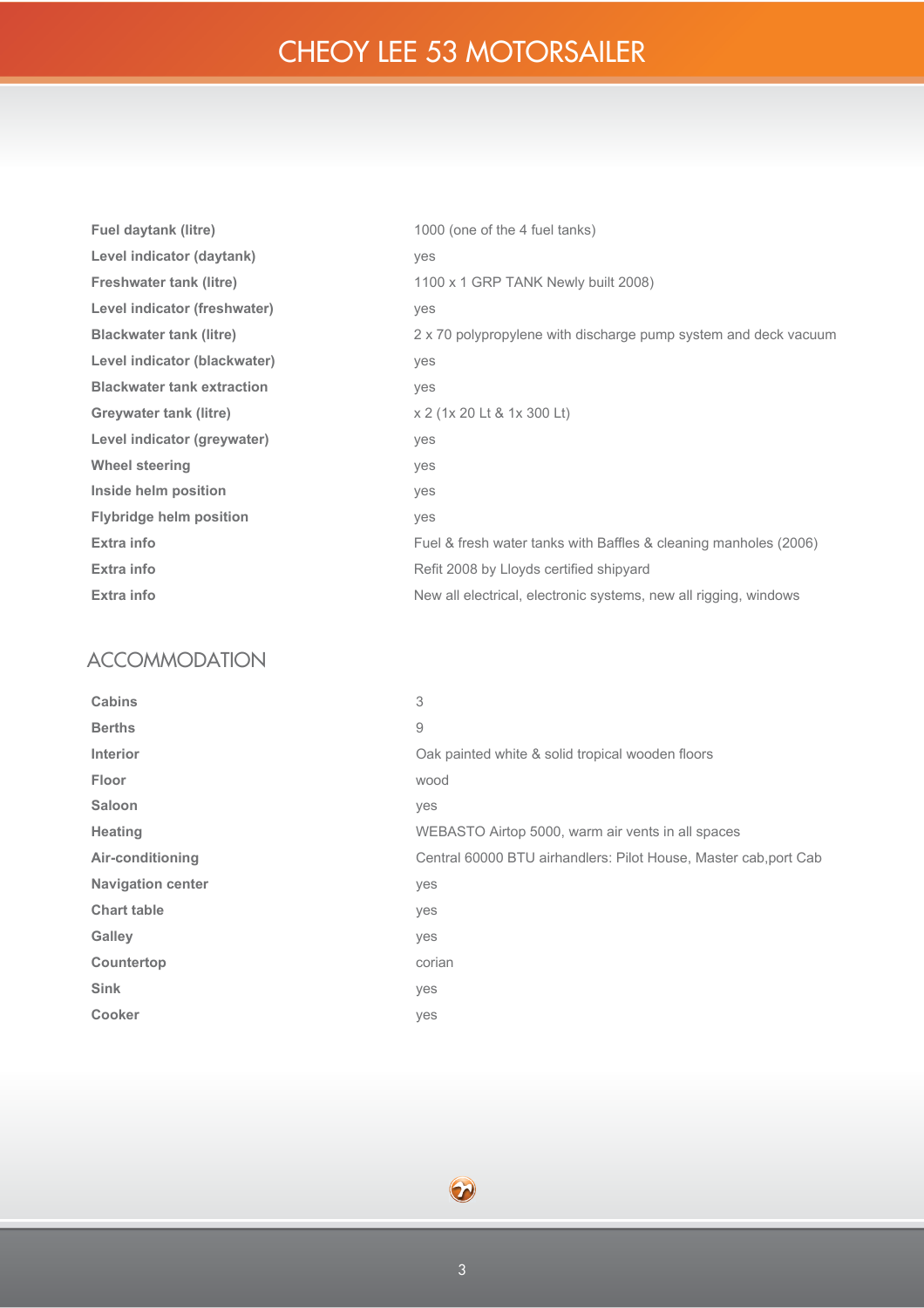# CHEOY LEE 53 MOTORSAILER

| | |
|---|---|
| **Fuel daytank (litre)** | 1000 (one of the 4 fuel tanks) |
| **Level indicator (daytank)** | yes |
| **Freshwater tank (litre)** | 1100 x 1 GRP TANK Newly built 2008) |
| **Level indicator (freshwater)** | yes |
| **Blackwater tank (litre)** | 2 x 70 polypropylene with discharge pump system and deck vacuum |
| **Level indicator (blackwater)** | yes |
| **Blackwater tank extraction** | yes |
| **Greywater tank (litre)** | x 2 (1x 20 Lt & 1x 300 Lt) |
| **Level indicator (greywater)** | yes |
| **Wheel steering** | yes |
| **Inside helm position** | yes |
| **Flybridge helm position** | yes |
| **Extra info** | Fuel & fresh water tanks with Baffles & cleaning manholes (2006) |
| **Extra info** | Refit 2008 by Lloyds certified shipyard |
| **Extra info** | New all electrical, electronic systems, new all rigging, windows |

## ACCOMMODATION

| | |
|---|---|
| **Cabins** | 3 |
| **Berths** | 9 |
| **Interior** | Oak painted white & solid tropical wooden floors |
| **Floor** | wood |
| **Saloon** | yes |
| **Heating** | WEBASTO Airtop 5000, warm air vents in all spaces |
| **Air-conditioning** | Central 60000 BTU airhandlers: Pilot House, Master cab,port Cab |
| **Navigation center** | yes |
| **Chart table** | yes |
| **Galley** | yes |
| **Countertop** | corian |
| **Sink** | yes |
| **Cooker** | yes |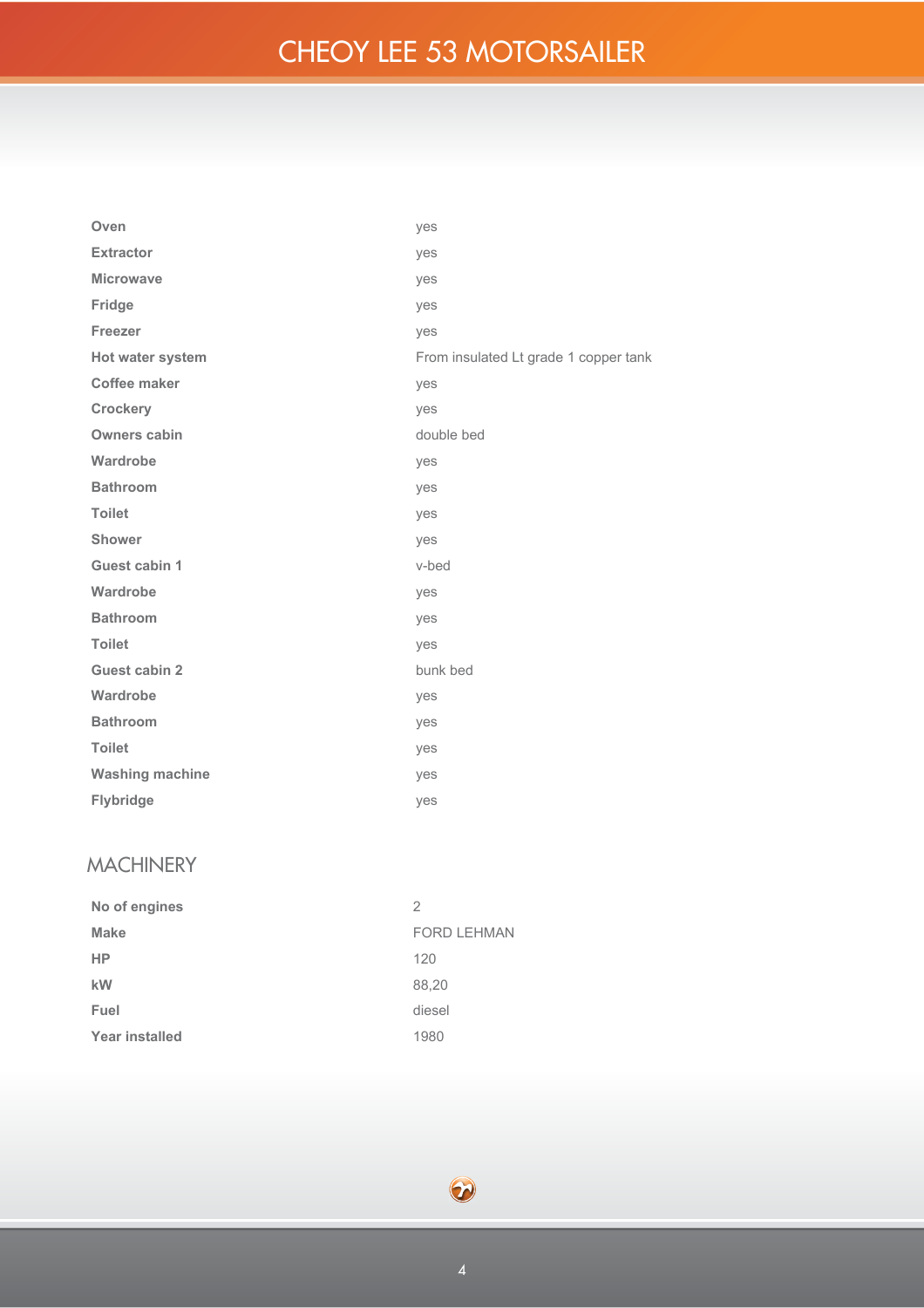| | |
|---|---|
| **Oven** | yes |
| **Extractor** | yes |
| **Microwave** | yes |
| **Fridge** | yes |
| **Freezer** | yes |
| **Hot water system** | From insulated Lt grade 1 copper tank |
| **Coffee maker** | yes |
| **Crockery** | yes |
| **Owners cabin** | double bed |
| **Wardrobe** | yes |
| **Bathroom** | yes |
| **Toilet** | yes |
| **Shower** | yes |
| **Guest cabin 1** | v-bed |
| **Wardrobe** | yes |
| **Bathroom** | yes |
| **Toilet** | yes |
| **Guest cabin 2** | bunk bed |
| **Wardrobe** | yes |
| **Bathroom** | yes |
| **Toilet** | yes |
| **Washing machine** | yes |
| **Flybridge** | yes |

## MACHINERY

| | |
|---|---|
| **No of engines** | 2 |
| **Make** | FORD LEHMAN |
| **HP** | 120 |
| **kW** | 88,20 |
| **Fuel** | diesel |
| **Year installed** | 1980 |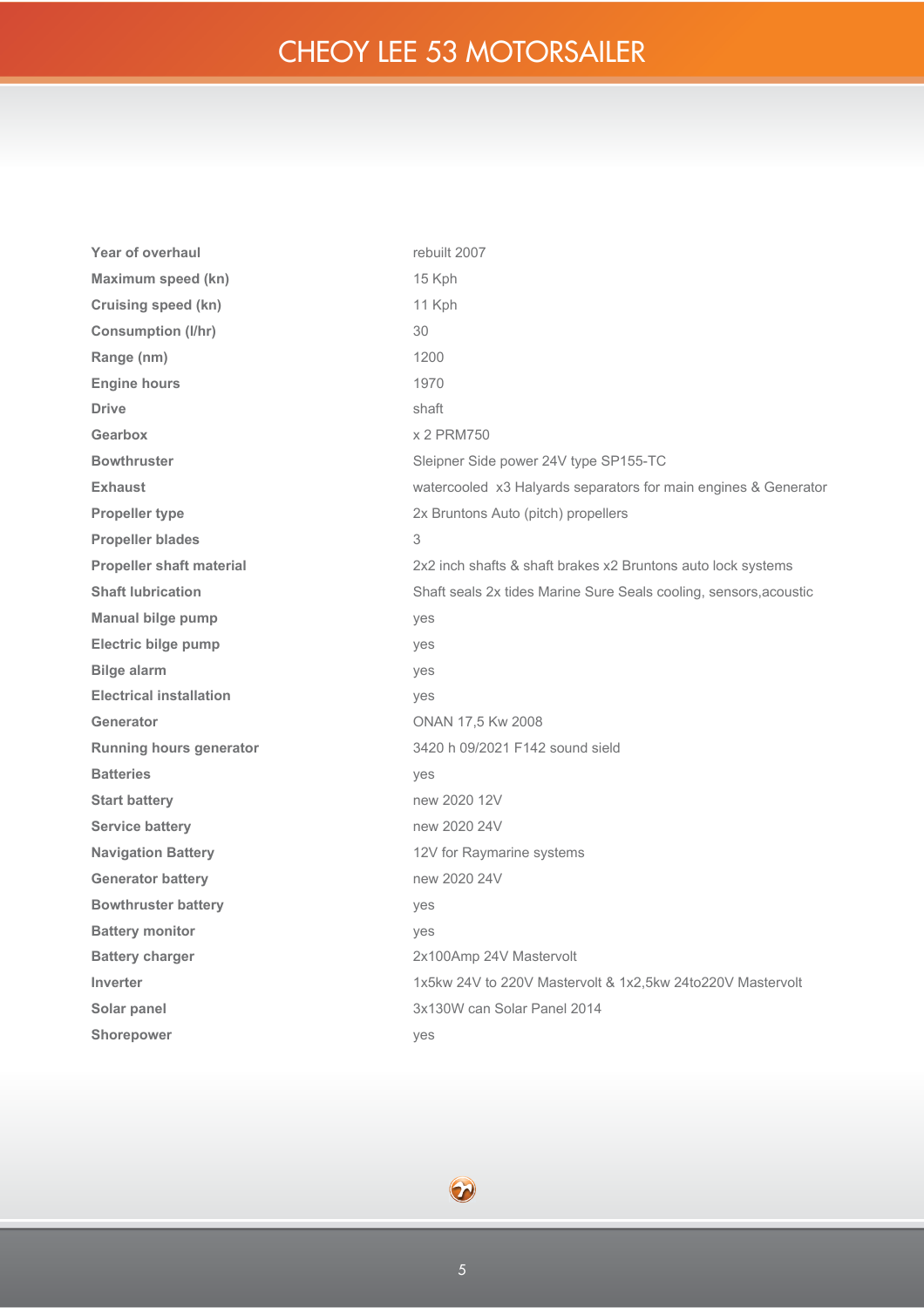# CHEOY LEE 53 MOTORSAILER

| | |
|---|---|
| **Year of overhaul** | rebuilt 2007 |
| **Maximum speed (kn)** | 15 Kph |
| **Cruising speed (kn)** | 11 Kph |
| **Consumption (l/hr)** | 30 |
| **Range (nm)** | 1200 |
| **Engine hours** | 1970 |
| **Drive** | shaft |
| **Gearbox** | x 2 PRM750 |
| **Bowthruster** | Sleipner Side power 24V type SP155-TC |
| **Exhaust** | watercooled x3 Halyards separators for main engines & Generator |
| **Propeller type** | 2x Bruntons Auto (pitch) propellers |
| **Propeller blades** | 3 |
| **Propeller shaft material** | 2x2 inch shafts & shaft brakes x2 Bruntons auto lock systems |
| **Shaft lubrication** | Shaft seals 2x tides Marine Sure Seals cooling, sensors,acoustic |
| **Manual bilge pump** | yes |
| **Electric bilge pump** | yes |
| **Bilge alarm** | yes |
| **Electrical installation** | yes |
| **Generator** | ONAN 17,5 Kw 2008 |
| **Running hours generator** | 3420 h 09/2021 F142 sound sield |
| **Batteries** | yes |
| **Start battery** | new 2020 12V |
| **Service battery** | new 2020 24V |
| **Navigation Battery** | 12V for Raymarine systems |
| **Generator battery** | new 2020 24V |
| **Bowthruster battery** | yes |
| **Battery monitor** | yes |
| **Battery charger** | 2x100Amp 24V Mastervolt |
| **Inverter** | 1x5kw 24V to 220V Mastervolt & 1x2,5kw 24to220V Mastervolt |
| **Solar panel** | 3x130W can Solar Panel 2014 |
| **Shorepower** | yes |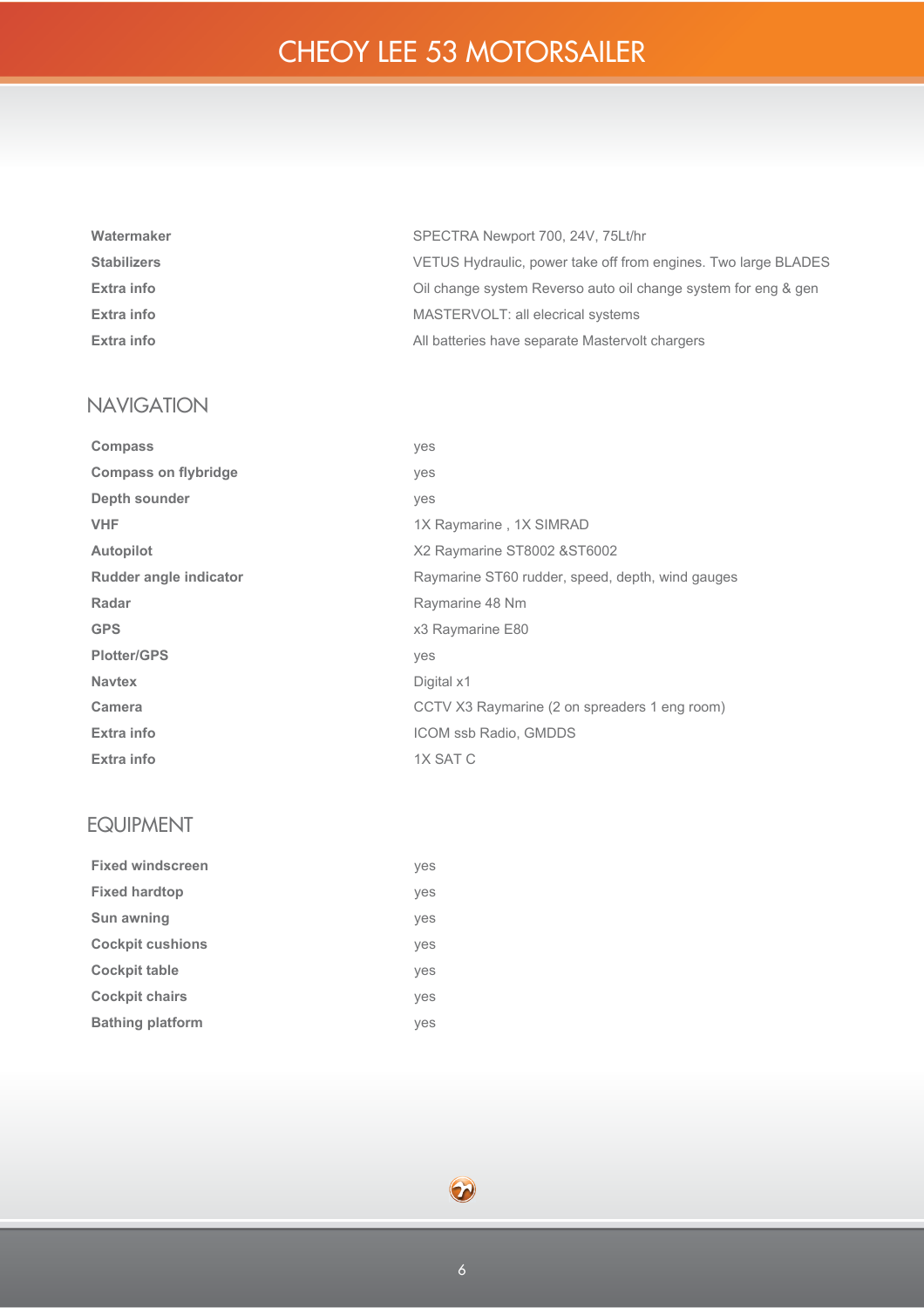# CHEOY LEE 53 MOTORSAILER

| | |
|---|---|
| **Watermaker** | SPECTRA Newport 700, 24V, 75Lt/hr |
| **Stabilizers** | VETUS Hydraulic, power take off from engines. Two large BLADES |
| **Extra info** | Oil change system Reverso auto oil change system for eng & gen |
| **Extra info** | MASTERVOLT: all elecrical systems |
| **Extra info** | All batteries have separate Mastervolt chargers |

## NAVIGATION

| | |
|---|---|
| **Compass** | yes |
| **Compass on flybridge** | yes |
| **Depth sounder** | yes |
| **VHF** | 1X Raymarine , 1X SIMRAD |
| **Autopilot** | X2 Raymarine ST8002 &ST6002 |
| **Rudder angle indicator** | Raymarine ST60 rudder, speed, depth, wind gauges |
| **Radar** | Raymarine 48 Nm |
| **GPS** | x3 Raymarine E80 |
| **Plotter/GPS** | yes |
| **Navtex** | Digital x1 |
| **Camera** | CCTV X3 Raymarine (2 on spreaders 1 eng room) |
| **Extra info** | ICOM ssb Radio, GMDDS |
| **Extra info** | 1X SAT C |

## EQUIPMENT

| | |
|---|---|
| **Fixed windscreen** | yes |
| **Fixed hardtop** | yes |
| **Sun awning** | yes |
| **Cockpit cushions** | yes |
| **Cockpit table** | yes |
| **Cockpit chairs** | yes |
| **Bathing platform** | yes |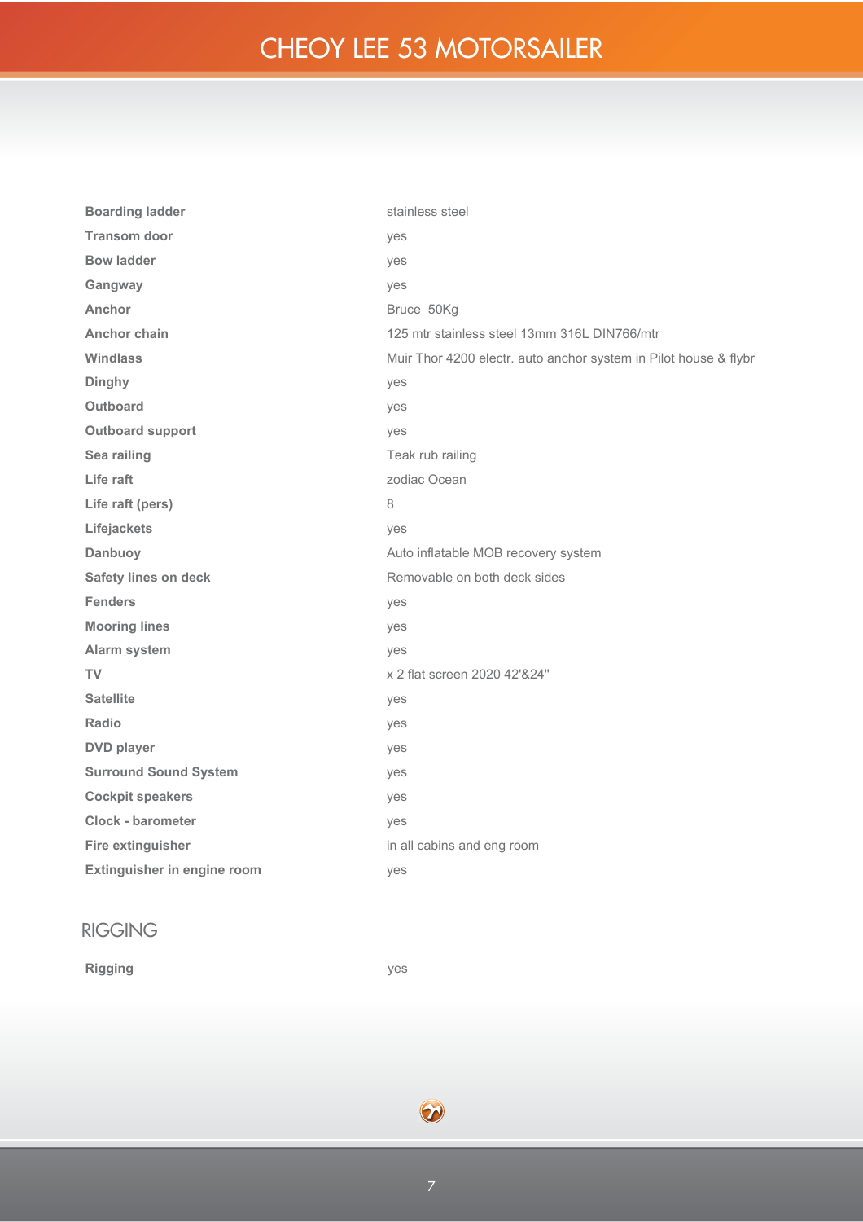| | |
|---|---|
| **Boarding ladder** | stainless steel |
| **Transom door** | yes |
| **Bow ladder** | yes |
| **Gangway** | yes |
| **Anchor** | Bruce 50Kg |
| **Anchor chain** | 125 mtr stainless steel 13mm 316L DIN766/mtr |
| **Windlass** | Muir Thor 4200 electr. auto anchor system in Pilot house & flybr |
| **Dinghy** | yes |
| **Outboard** | yes |
| **Outboard support** | yes |
| **Sea railing** | Teak rub railing |
| **Life raft** | zodiac Ocean |
| **Life raft (pers)** | 8 |
| **Lifejackets** | yes |
| **Danbuoy** | Auto inflatable MOB recovery system |
| **Safety lines on deck** | Removable on both deck sides |
| **Fenders** | yes |
| **Mooring lines** | yes |
| **Alarm system** | yes |
| **TV** | x 2 flat screen 2020 42'&24" |
| **Satellite** | yes |
| **Radio** | yes |
| **DVD player** | yes |
| **Surround Sound System** | yes |
| **Cockpit speakers** | yes |
| **Clock - barometer** | yes |
| **Fire extinguisher** | in all cabins and eng room |
| **Extinguisher in engine room** | yes |

## RIGGING

| | |
|---|---|
| **Rigging** | yes |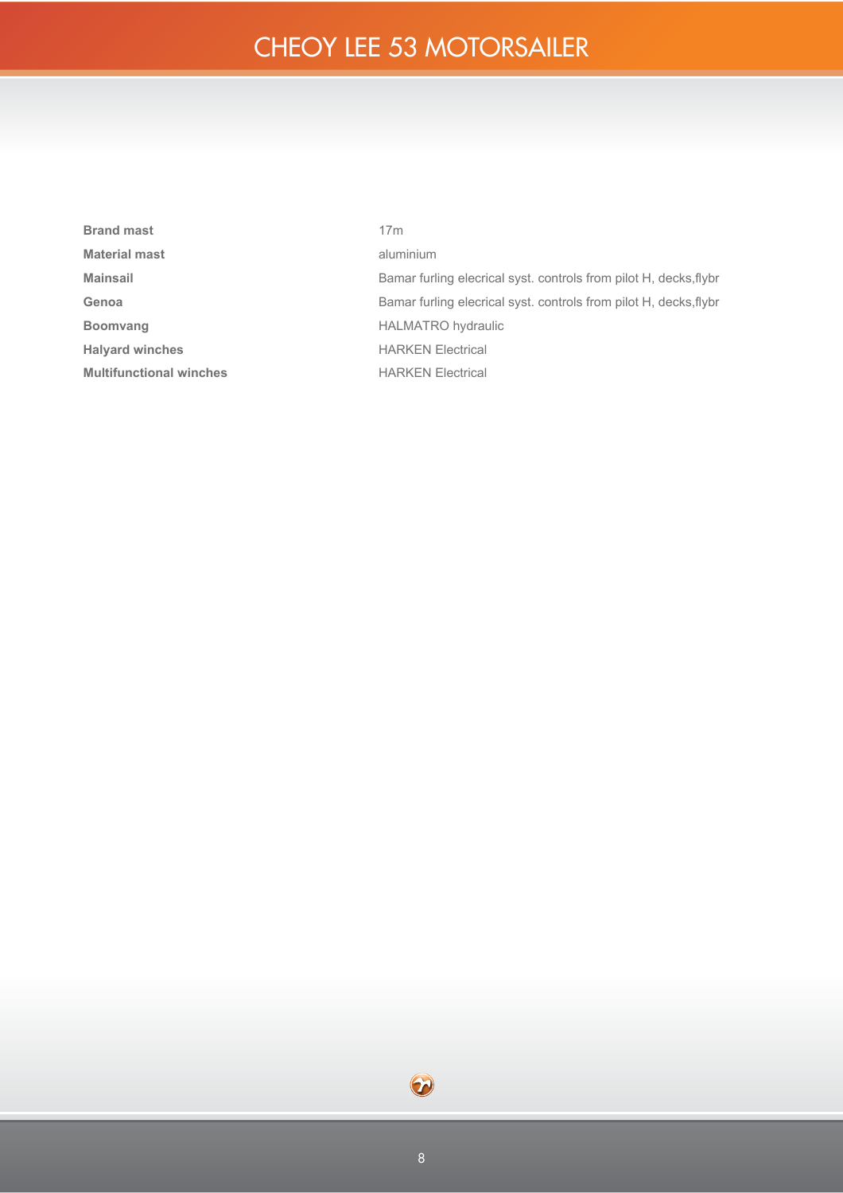| | |
|---|---|
| **Brand mast** | 17m |
| **Material mast** | aluminium |
| **Mainsail** | Bamar furling elecrical syst. controls from pilot H, decks,flybr |
| **Genoa** | Bamar furling elecrical syst. controls from pilot H, decks,flybr |
| **Boomvang** | HALMATRO hydraulic |
| **Halyard winches** | HARKEN Electrical |
| **Multifunctional winches** | HARKEN Electrical |